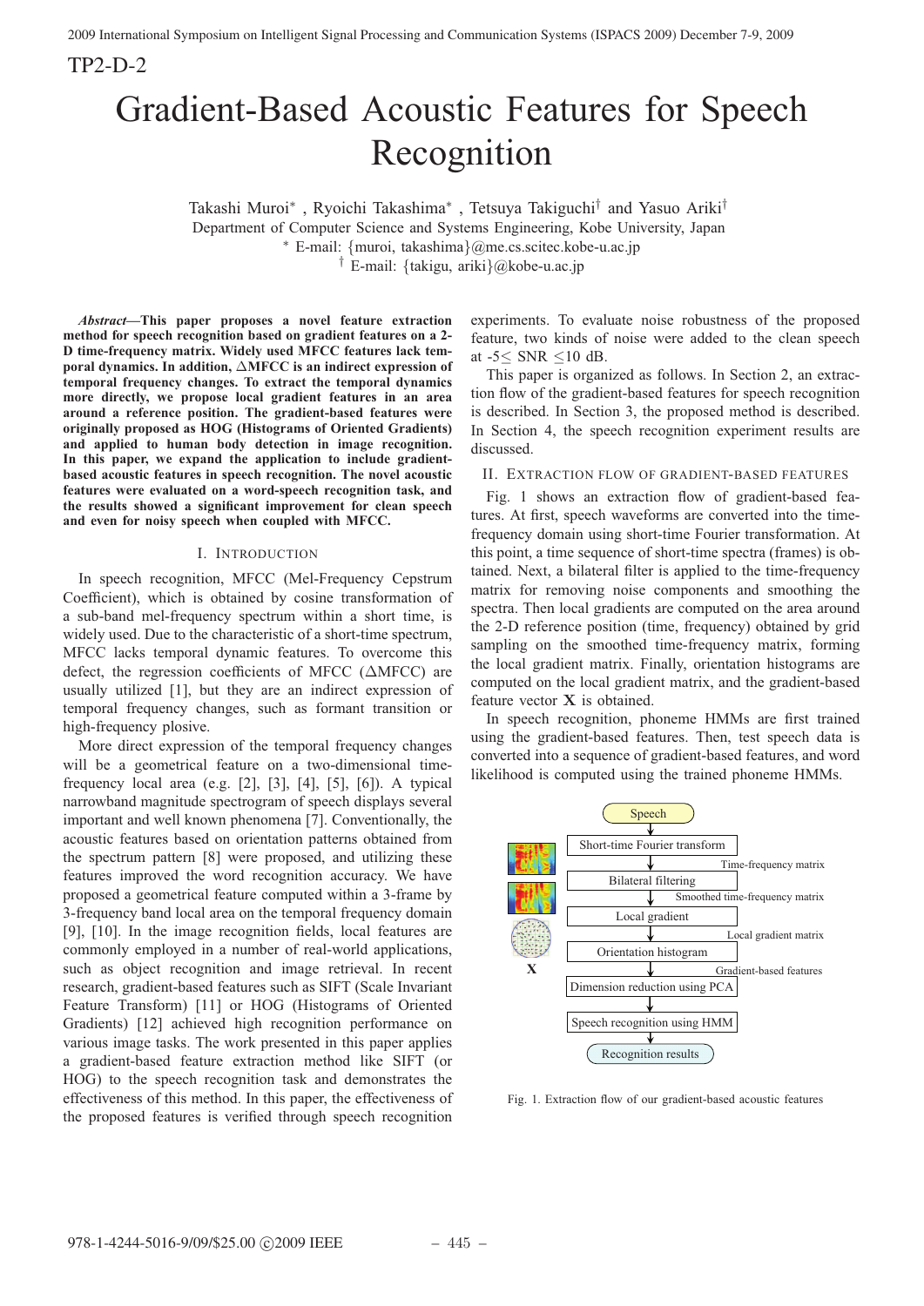TP2-D-2

# Gradient-Based Acoustic Features for Speech Recognition

Takashi Muroi*, Ryoichi Takashima*, Tetsuya Takiguchi† and Yasuo Ariki†
Department of Computer Science and Systems Engineering, Kobe University, Japan
* E-mail: {muroi, takashima}@me.cs.scitec.kobe-u.ac.jp
† E-mail: {takigu, ariki}@kobe-u.ac.jp

***Abstract*—This paper proposes a novel feature extraction method for speech recognition based on gradient features on a 2-D time-frequency matrix. Widely used MFCC features lack temporal dynamics. In addition, ΔMFCC is an indirect expression of temporal frequency changes. To extract the temporal dynamics more directly, we propose local gradient features in an area around a reference position. The gradient-based features were originally proposed as HOG (Histograms of Oriented Gradients) and applied to human body detection in image recognition. In this paper, we expand the application to include gradient-based acoustic features in speech recognition. The novel acoustic features were evaluated on a word-speech recognition task, and the results showed a significant improvement for clean speech and even for noisy speech when coupled with MFCC.**

## I. Introduction

In speech recognition, MFCC (Mel-Frequency Cepstrum Coefficient), which is obtained by cosine transformation of a sub-band mel-frequency spectrum within a short time, is widely used. Due to the characteristic of a short-time spectrum, MFCC lacks temporal dynamic features. To overcome this defect, the regression coefficients of MFCC (ΔMFCC) are usually utilized [1], but they are an indirect expression of temporal frequency changes, such as formant transition or high-frequency plosive.

More direct expression of the temporal frequency changes will be a geometrical feature on a two-dimensional time-frequency local area (e.g. [2], [3], [4], [5], [6]). A typical narrowband magnitude spectrogram of speech displays several important and well known phenomena [7]. Conventionally, the acoustic features based on orientation patterns obtained from the spectrum pattern [8] were proposed, and utilizing these features improved the word recognition accuracy. We have proposed a geometrical feature computed within a 3-frame by 3-frequency band local area on the temporal frequency domain [9], [10]. In the image recognition fields, local features are commonly employed in a number of real-world applications, such as object recognition and image retrieval. In recent research, gradient-based features such as SIFT (Scale Invariant Feature Transform) [11] or HOG (Histograms of Oriented Gradients) [12] achieved high recognition performance on various image tasks. The work presented in this paper applies a gradient-based feature extraction method like SIFT (or HOG) to the speech recognition task and demonstrates the effectiveness of this method. In this paper, the effectiveness of the proposed features is verified through speech recognition experiments. To evaluate noise robustness of the proposed feature, two kinds of noise were added to the clean speech at -5≤ SNR ≤10 dB.

This paper is organized as follows. In Section 2, an extraction flow of the gradient-based features for speech recognition is described. In Section 3, the proposed method is described. In Section 4, the speech recognition experiment results are discussed.

## II. Extraction flow of gradient-based features

Fig. 1 shows an extraction flow of gradient-based features. At first, speech waveforms are converted into the time-frequency domain using short-time Fourier transformation. At this point, a time sequence of short-time spectra (frames) is obtained. Next, a bilateral filter is applied to the time-frequency matrix for removing noise components and smoothing the spectra. Then local gradients are computed on the area around the 2-D reference position (time, frequency) obtained by grid sampling on the smoothed time-frequency matrix, forming the local gradient matrix. Finally, orientation histograms are computed on the local gradient matrix, and the gradient-based feature vector $\mathbf{X}$ is obtained.

In speech recognition, phoneme HMMs are first trained using the gradient-based features. Then, test speech data is converted into a sequence of gradient-based features, and word likelihood is computed using the trained phoneme HMMs.

Speech → Short-time Fourier transform → (Time-frequency matrix) → Bilateral filtering → (Smoothed time-frequency matrix) → Local gradient → (Local gradient matrix) → Orientation histogram → (Gradient-based features) → Dimension reduction using PCA → Speech recognition using HMM → Recognition results

Fig. 1. Extraction flow of our gradient-based acoustic features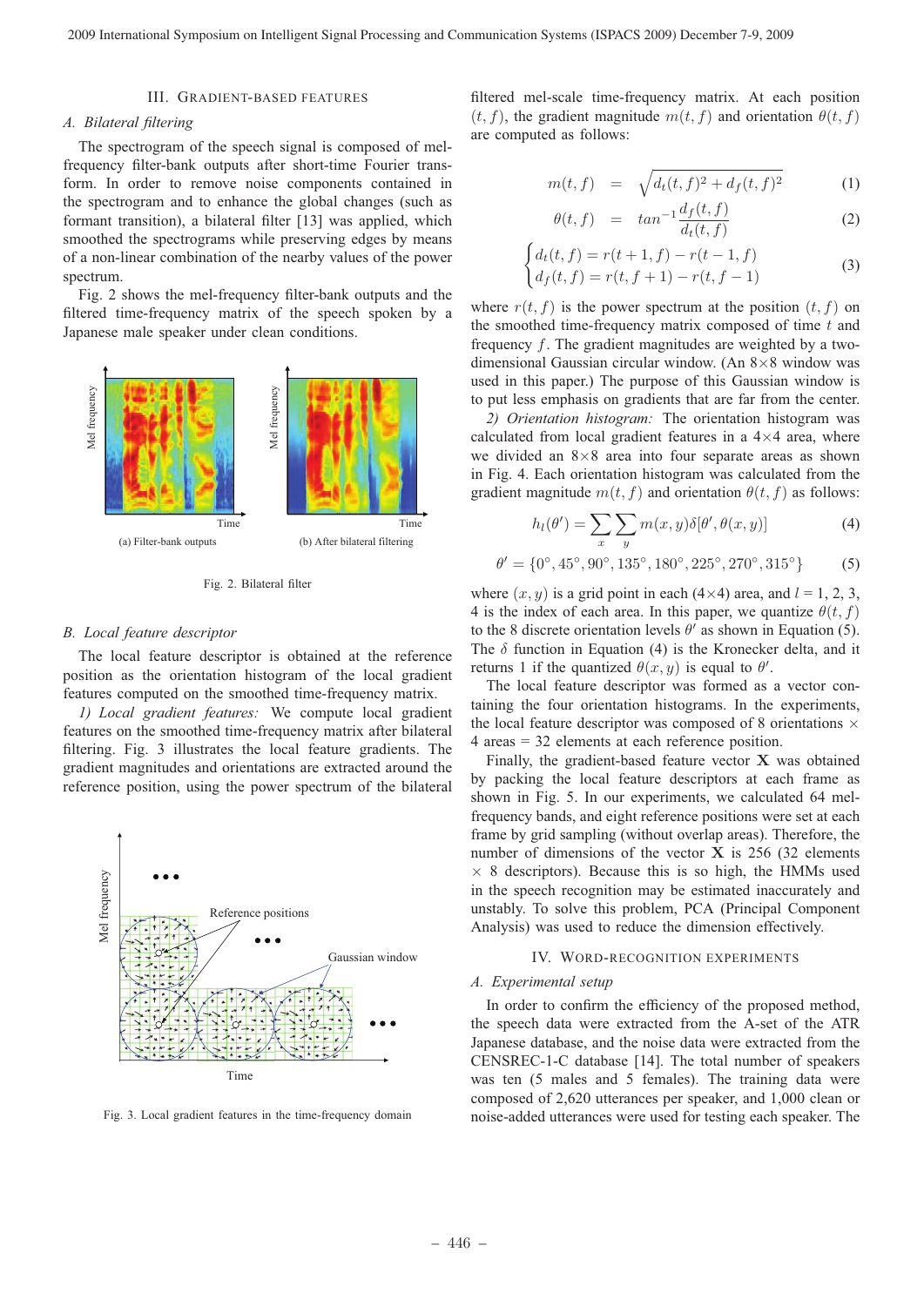## III. Gradient-Based Features

### A. Bilateral filtering

The spectrogram of the speech signal is composed of mel-frequency filter-bank outputs after short-time Fourier transform. In order to remove noise components contained in the spectrogram and to enhance the global changes (such as formant transition), a bilateral filter [13] was applied, which smoothed the spectrograms while preserving edges by means of a non-linear combination of the nearby values of the power spectrum.

Fig. 2 shows the mel-frequency filter-bank outputs and the filtered time-frequency matrix of the speech spoken by a Japanese male speaker under clean conditions.

(a) Filter-bank outputs (b) After bilateral filtering

Fig. 2. Bilateral filter

### B. Local feature descriptor

The local feature descriptor is obtained at the reference position as the orientation histogram of the local gradient features computed on the smoothed time-frequency matrix.

*1) Local gradient features:* We compute local gradient features on the smoothed time-frequency matrix after bilateral filtering. Fig. 3 illustrates the local feature gradients. The gradient magnitudes and orientations are extracted around the reference position, using the power spectrum of the bilateral filtered mel-scale time-frequency matrix. At each position $(t, f)$, the gradient magnitude $m(t, f)$ and orientation $\theta(t, f)$ are computed as follows:

Fig. 3. Local gradient features in the time-frequency domain

$$m(t, f) = \sqrt{d_t(t, f)^2 + d_f(t, f)^2} \tag{1}$$

$$\theta(t, f) = tan^{-1} \frac{d_f(t, f)}{d_t(t, f)} \tag{2}$$

$$\begin{cases} d_t(t, f) = r(t + 1, f) - r(t - 1, f) \\ d_f(t, f) = r(t, f + 1) - r(t, f - 1) \end{cases} \tag{3}$$

where $r(t, f)$ is the power spectrum at the position $(t, f)$ on the smoothed time-frequency matrix composed of time $t$ and frequency $f$. The gradient magnitudes are weighted by a two-dimensional Gaussian circular window. (An 8×8 window was used in this paper.) The purpose of this Gaussian window is to put less emphasis on gradients that are far from the center.

*2) Orientation histogram:* The orientation histogram was calculated from local gradient features in a 4×4 area, where we divided an 8×8 area into four separate areas as shown in Fig. 4. Each orientation histogram was calculated from the gradient magnitude $m(t, f)$ and orientation $\theta(t, f)$ as follows:

$$h_l(\theta') = \sum_x \sum_y m(x, y)\delta[\theta', \theta(x, y)] \tag{4}$$

$$\theta' = \{0°, 45°, 90°, 135°, 180°, 225°, 270°, 315°\} \tag{5}$$

where $(x, y)$ is a grid point in each (4×4) area, and $l$ = 1, 2, 3, 4 is the index of each area. In this paper, we quantize $\theta(t, f)$ to the 8 discrete orientation levels $\theta'$ as shown in Equation (5). The $\delta$ function in Equation (4) is the Kronecker delta, and it returns 1 if the quantized $\theta(x, y)$ is equal to $\theta'$.

The local feature descriptor was formed as a vector containing the four orientation histograms. In the experiments, the local feature descriptor was composed of 8 orientations × 4 areas = 32 elements at each reference position.

Finally, the gradient-based feature vector $\mathbf{X}$ was obtained by packing the local feature descriptors at each frame as shown in Fig. 5. In our experiments, we calculated 64 mel-frequency bands, and eight reference positions were set at each frame by grid sampling (without overlap areas). Therefore, the number of dimensions of the vector $\mathbf{X}$ is 256 (32 elements × 8 descriptors). Because this is so high, the HMMs used in the speech recognition may be estimated inaccurately and unstably. To solve this problem, PCA (Principal Component Analysis) was used to reduce the dimension effectively.

## IV. Word-Recognition Experiments

### A. Experimental setup

In order to confirm the efficiency of the proposed method, the speech data were extracted from the A-set of the ATR Japanese database, and the noise data were extracted from the CENSREC-1-C database [14]. The total number of speakers was ten (5 males and 5 females). The training data were composed of 2,620 utterances per speaker, and 1,000 clean or noise-added utterances were used for testing each speaker. The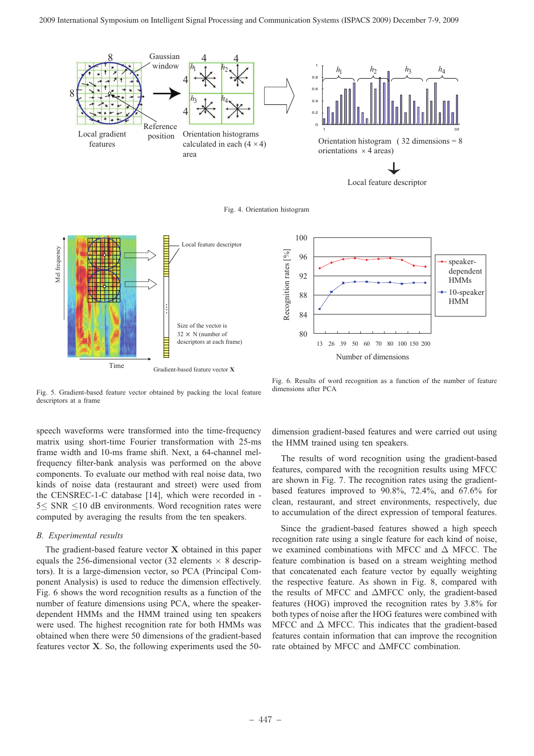Fig. 4. Orientation histogram

Fig. 5. Gradient-based feature vector obtained by packing the local feature descriptors at a frame

Fig. 6. Results of word recognition as a function of the number of feature dimensions after PCA

speech waveforms were transformed into the time-frequency matrix using short-time Fourier transformation with 25-ms frame width and 10-ms frame shift. Next, a 64-channel mel-frequency filter-bank analysis was performed on the above components. To evaluate our method with real noise data, two kinds of noise data (restaurant and street) were used from the CENSREC-1-C database [14], which were recorded in -5≤ SNR ≤10 dB environments. Word recognition rates were computed by averaging the results from the ten speakers.

## B. *Experimental results*

The gradient-based feature vector $\mathbf{X}$ obtained in this paper equals the 256-dimensional vector (32 elements $\times$ 8 descriptors). It is a large-dimension vector, so PCA (Principal Component Analysis) is used to reduce the dimension effectively. Fig. 6 shows the word recognition results as a function of the number of feature dimensions using PCA, where the speaker-dependent HMMs and the HMM trained using ten speakers were used. The highest recognition rate for both HMMs was obtained when there were 50 dimensions of the gradient-based features vector $\mathbf{X}$. So, the following experiments used the 50-dimension gradient-based features and were carried out using the HMM trained using ten speakers.

The results of word recognition using the gradient-based features, compared with the recognition results using MFCC are shown in Fig. 7. The recognition rates using the gradient-based features improved to 90.8%, 72.4%, and 67.6% for clean, restaurant, and street environments, respectively, due to accumulation of the direct expression of temporal features.

Since the gradient-based features showed a high speech recognition rate using a single feature for each kind of noise, we examined combinations with MFCC and $\Delta$ MFCC. The feature combination is based on a stream weighting method that concatenated each feature vector by equally weighting the respective feature. As shown in Fig. 8, compared with the results of MFCC and $\Delta$MFCC only, the gradient-based features (HOG) improved the recognition rates by 3.8% for both types of noise after the HOG features were combined with MFCC and $\Delta$ MFCC. This indicates that the gradient-based features contain information that can improve the recognition rate obtained by MFCC and $\Delta$MFCC combination.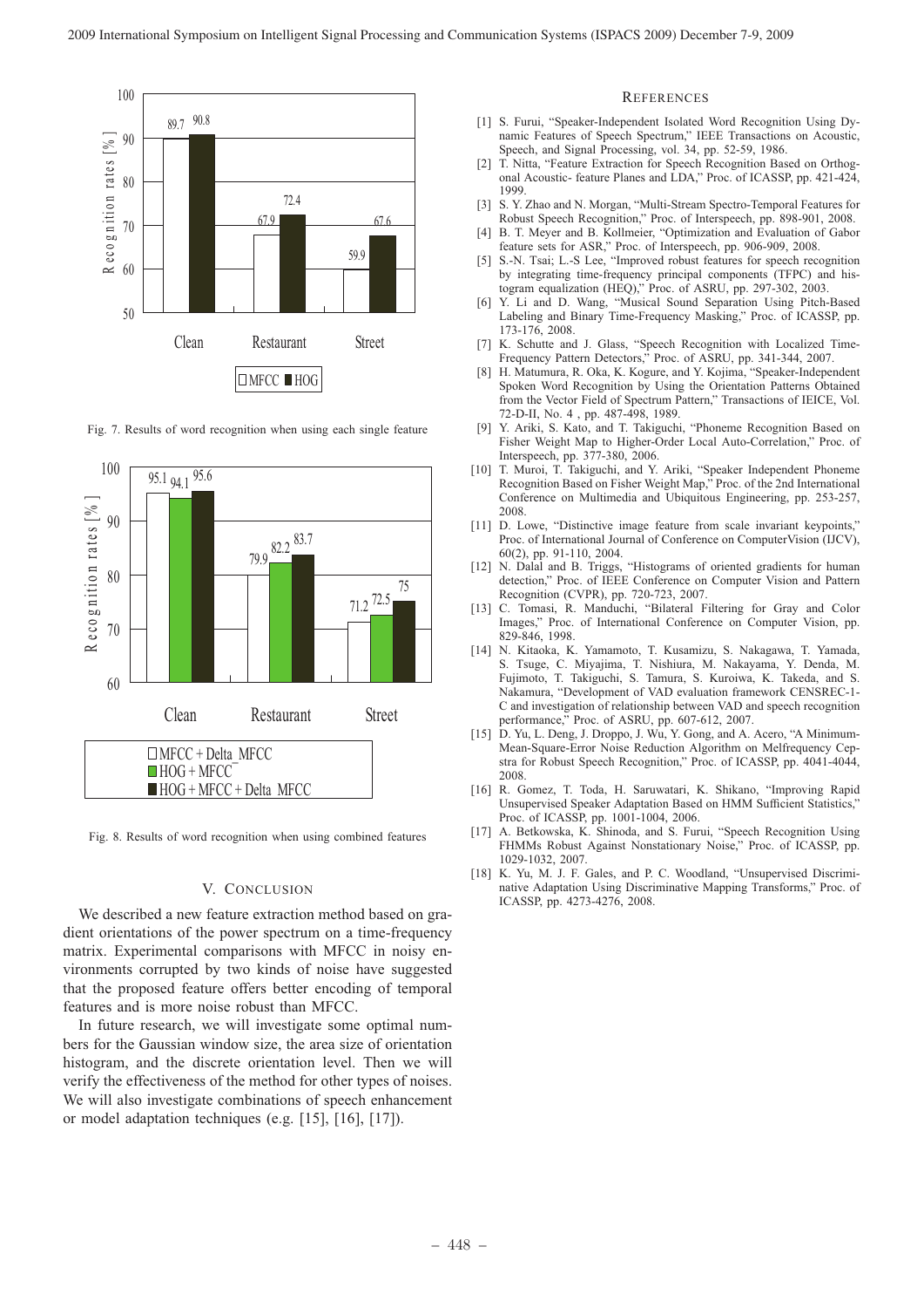100

89.7 90.8

90

80

72.4

70

67.9

67.6

59.9

60

50

Recognition rates [%]

Clean

Restaurant

Street

MFCC HOG

Fig. 7. Results of word recognition when using each single feature

100

95.1 94.1 95.6

90

82.2 83.7

79.9

80

75

71.2 72.5

70

60

Recognition rates [%]

Clean

Restaurant

Street

MFCC + Delta_MFCC

HOG + MFCC

HOG + MFCC + Delta_MFCC

Fig. 8. Results of word recognition when using combined features

## V. Conclusion

We described a new feature extraction method based on gradient orientations of the power spectrum on a time-frequency matrix. Experimental comparisons with MFCC in noisy environments corrupted by two kinds of noise have suggested that the proposed feature offers better encoding of temporal features and is more noise robust than MFCC.

In future research, we will investigate some optimal numbers for the Gaussian window size, the area size of orientation histogram, and the discrete orientation level. Then we will verify the effectiveness of the method for other types of noises. We will also investigate combinations of speech enhancement or model adaptation techniques (e.g. [15], [16], [17]).

## References

[1] S. Furui, "Speaker-Independent Isolated Word Recognition Using Dynamic Features of Speech Spectrum," IEEE Transactions on Acoustic, Speech, and Signal Processing, vol. 34, pp. 52-59, 1986.

[2] T. Nitta, "Feature Extraction for Speech Recognition Based on Orthogonal Acoustic- feature Planes and LDA," Proc. of ICASSP, pp. 421-424, 1999.

[3] S. Y. Zhao and N. Morgan, "Multi-Stream Spectro-Temporal Features for Robust Speech Recognition," Proc. of Interspeech, pp. 898-901, 2008.

[4] B. T. Meyer and B. Kollmeier, "Optimization and Evaluation of Gabor feature sets for ASR," Proc. of Interspeech, pp. 906-909, 2008.

[5] S.-N. Tsai; L.-S Lee, "Improved robust features for speech recognition by integrating time-frequency principal components (TFPC) and histogram equalization (HEQ)," Proc. of ASRU, pp. 297-302, 2003.

[6] Y. Li and D. Wang, "Musical Sound Separation Using Pitch-Based Labeling and Binary Time-Frequency Masking," Proc. of ICASSP, pp. 173-176, 2008.

[7] K. Schutte and J. Glass, "Speech Recognition with Localized Time-Frequency Pattern Detectors," Proc. of ASRU, pp. 341-344, 2007.

[8] H. Matumura, R. Oka, K. Kogure, and Y. Kojima, "Speaker-Independent Spoken Word Recognition by Using the Orientation Patterns Obtained from the Vector Field of Spectrum Pattern," Transactions of IEICE, Vol. 72-D-II, No. 4 , pp. 487-498, 1989.

[9] Y. Ariki, S. Kato, and T. Takiguchi, "Phoneme Recognition Based on Fisher Weight Map to Higher-Order Local Auto-Correlation," Proc. of Interspeech, pp. 377-380, 2006.

[10] T. Muroi, T. Takiguchi, and Y. Ariki, "Speaker Independent Phoneme Recognition Based on Fisher Weight Map," Proc. of the 2nd International Conference on Multimedia and Ubiquitous Engineering, pp. 253-257, 2008.

[11] D. Lowe, "Distinctive image feature from scale invariant keypoints," Proc. of International Journal of Conference on ComputerVision (IJCV), 60(2), pp. 91-110, 2004.

[12] N. Dalal and B. Triggs, "Histograms of oriented gradients for human detection," Proc. of IEEE Conference on Computer Vision and Pattern Recognition (CVPR), pp. 720-723, 2007.

[13] C. Tomasi, R. Manduchi, "Bilateral Filtering for Gray and Color Images," Proc. of International Conference on Computer Vision, pp. 829-846, 1998.

[14] N. Kitaoka, K. Yamamoto, T. Kusamizu, S. Nakagawa, T. Yamada, S. Tsuge, C. Miyajima, T. Nishiura, M. Nakayama, Y. Denda, M. Fujimoto, T. Takiguchi, S. Tamura, S. Kuroiwa, K. Takeda, and S. Nakamura, "Development of VAD evaluation framework CENSREC-1-C and investigation of relationship between VAD and speech recognition performance," Proc. of ASRU, pp. 607-612, 2007.

[15] D. Yu, L. Deng, J. Droppo, J. Wu, Y. Gong, and A. Acero, "A Minimum-Mean-Square-Error Noise Reduction Algorithm on Melfrequency Cepstra for Robust Speech Recognition," Proc. of ICASSP, pp. 4041-4044, 2008.

[16] R. Gomez, T. Toda, H. Saruwatari, K. Shikano, "Improving Rapid Unsupervised Speaker Adaptation Based on HMM Sufficient Statistics," Proc. of ICASSP, pp. 1001-1004, 2006.

[17] A. Betkowska, K. Shinoda, and S. Furui, "Speech Recognition Using FHMMs Robust Against Nonstationary Noise," Proc. of ICASSP, pp. 1029-1032, 2007.

[18] K. Yu, M. J. F. Gales, and P. C. Woodland, "Unsupervised Discriminative Adaptation Using Discriminative Mapping Transforms," Proc. of ICASSP, pp. 4273-4276, 2008.